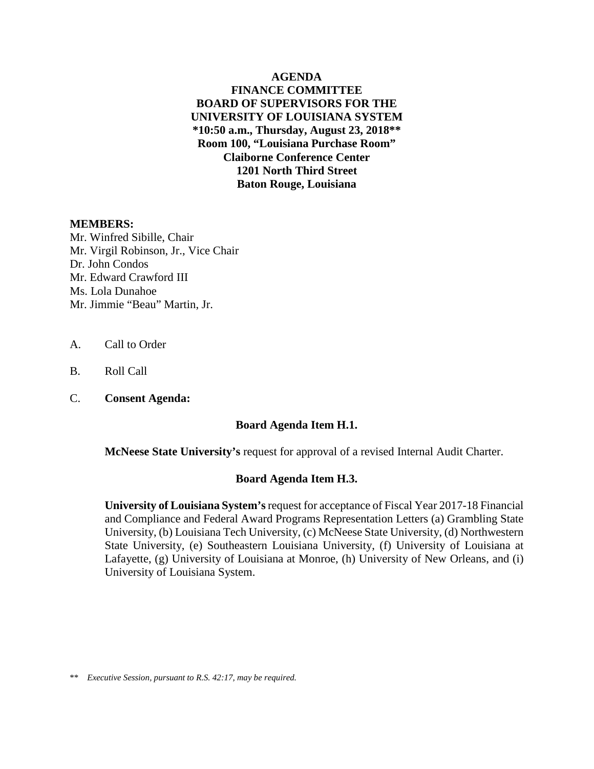**AGENDA**
**FINANCE COMMITTEE**
**BOARD OF SUPERVISORS FOR THE**
**UNIVERSITY OF LOUISIANA SYSTEM**
**\*10:50 a.m., Thursday, August 23, 2018\*\***
**Room 100, "Louisiana Purchase Room"**
**Claiborne Conference Center**
**1201 North Third Street**
**Baton Rouge, Louisiana**

**MEMBERS:**
Mr. Winfred Sibille, Chair
Mr. Virgil Robinson, Jr., Vice Chair
Dr. John Condos
Mr. Edward Crawford III
Ms. Lola Dunahoe
Mr. Jimmie "Beau" Martin, Jr.

A. Call to Order

B. Roll Call

C. **Consent Agenda:**

**Board Agenda Item H.1.**

**McNeese State University's** request for approval of a revised Internal Audit Charter.

**Board Agenda Item H.3.**

**University of Louisiana System's** request for acceptance of Fiscal Year 2017-18 Financial and Compliance and Federal Award Programs Representation Letters (a) Grambling State University, (b) Louisiana Tech University, (c) McNeese State University, (d) Northwestern State University, (e) Southeastern Louisiana University, (f) University of Louisiana at Lafayette, (g) University of Louisiana at Monroe, (h) University of New Orleans, and (i) University of Louisiana System.

\*\* *Executive Session, pursuant to R.S. 42:17, may be required.*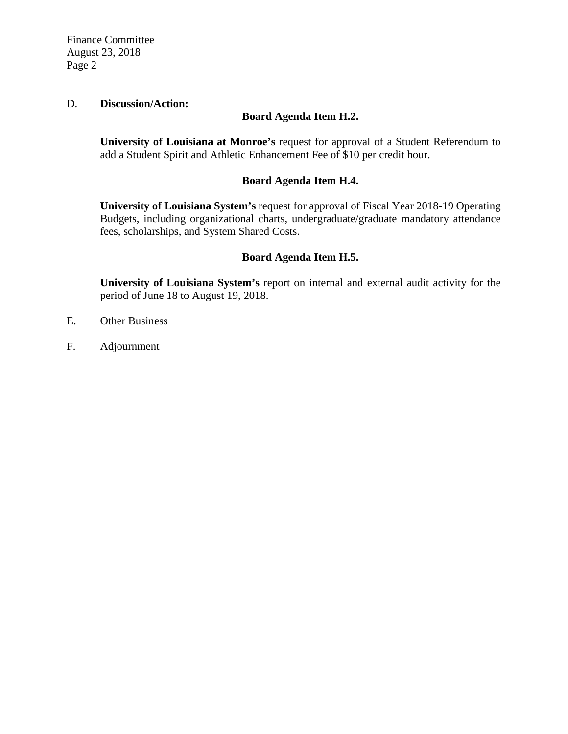D. **Discussion/Action:**

**Board Agenda Item H.2.**

**University of Louisiana at Monroe's** request for approval of a Student Referendum to add a Student Spirit and Athletic Enhancement Fee of $10 per credit hour.

**Board Agenda Item H.4.**

**University of Louisiana System's** request for approval of Fiscal Year 2018-19 Operating Budgets, including organizational charts, undergraduate/graduate mandatory attendance fees, scholarships, and System Shared Costs.

**Board Agenda Item H.5.**

**University of Louisiana System's** report on internal and external audit activity for the period of June 18 to August 19, 2018.

E. Other Business

F. Adjournment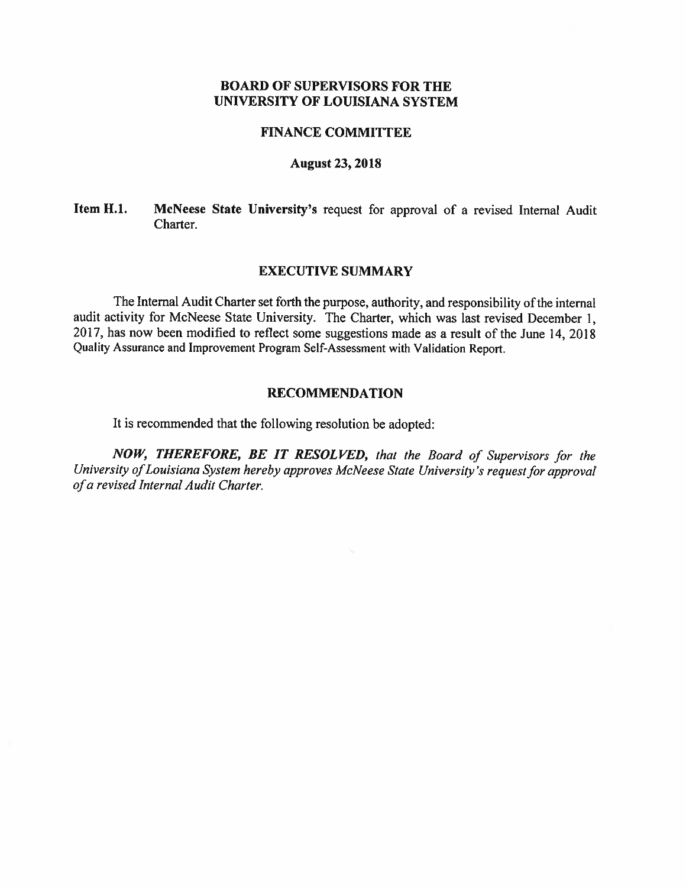# BOARD OF SUPERVISORS FOR THE UNIVERSITY OF LOUISIANA SYSTEM

## FINANCE COMMITTEE

### August 23, 2018

**Item H.1.** **McNeese State University's** request for approval of a revised Internal Audit Charter.

## EXECUTIVE SUMMARY

The Internal Audit Charter set forth the purpose, authority, and responsibility of the internal audit activity for McNeese State University. The Charter, which was last revised December 1, 2017, has now been modified to reflect some suggestions made as a result of the June 14, 2018 Quality Assurance and Improvement Program Self-Assessment with Validation Report.

## RECOMMENDATION

It is recommended that the following resolution be adopted:

***NOW, THEREFORE, BE IT RESOLVED,*** *that the Board of Supervisors for the University of Louisiana System hereby approves McNeese State University's request for approval of a revised Internal Audit Charter.*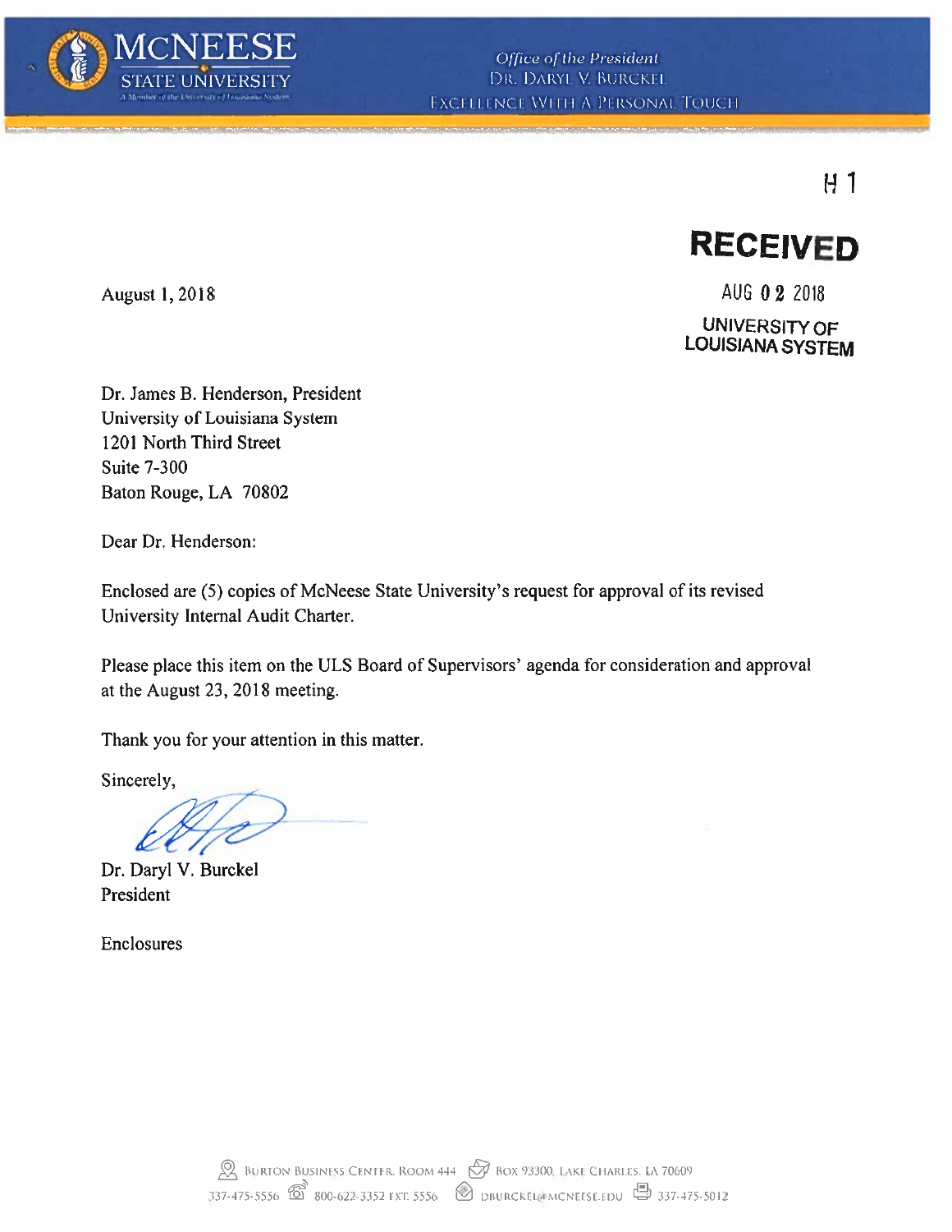**McNEESE STATE UNIVERSITY**
A Member of the University of Louisiana System

*Office of the President*
DR. DARYL V. BURCKEL
EXCELLENCE WITH A PERSONAL TOUCH

H 1

**RECEIVED**
AUG 02 2018
UNIVERSITY OF LOUISIANA SYSTEM

August 1, 2018

Dr. James B. Henderson, President
University of Louisiana System
1201 North Third Street
Suite 7-300
Baton Rouge, LA 70802

Dear Dr. Henderson:

Enclosed are (5) copies of McNeese State University's request for approval of its revised University Internal Audit Charter.

Please place this item on the ULS Board of Supervisors' agenda for consideration and approval at the August 23, 2018 meeting.

Thank you for your attention in this matter.

Sincerely,

Dr. Daryl V. Burckel
President

Enclosures

BURTON BUSINESS CENTER, ROOM 444 | BOX 93300, LAKE CHARLES, LA 70609
337-475-5556 | 800-622-3352 EXT. 5556 | DBURCKEL@MCNEESE.EDU | 337-475-5012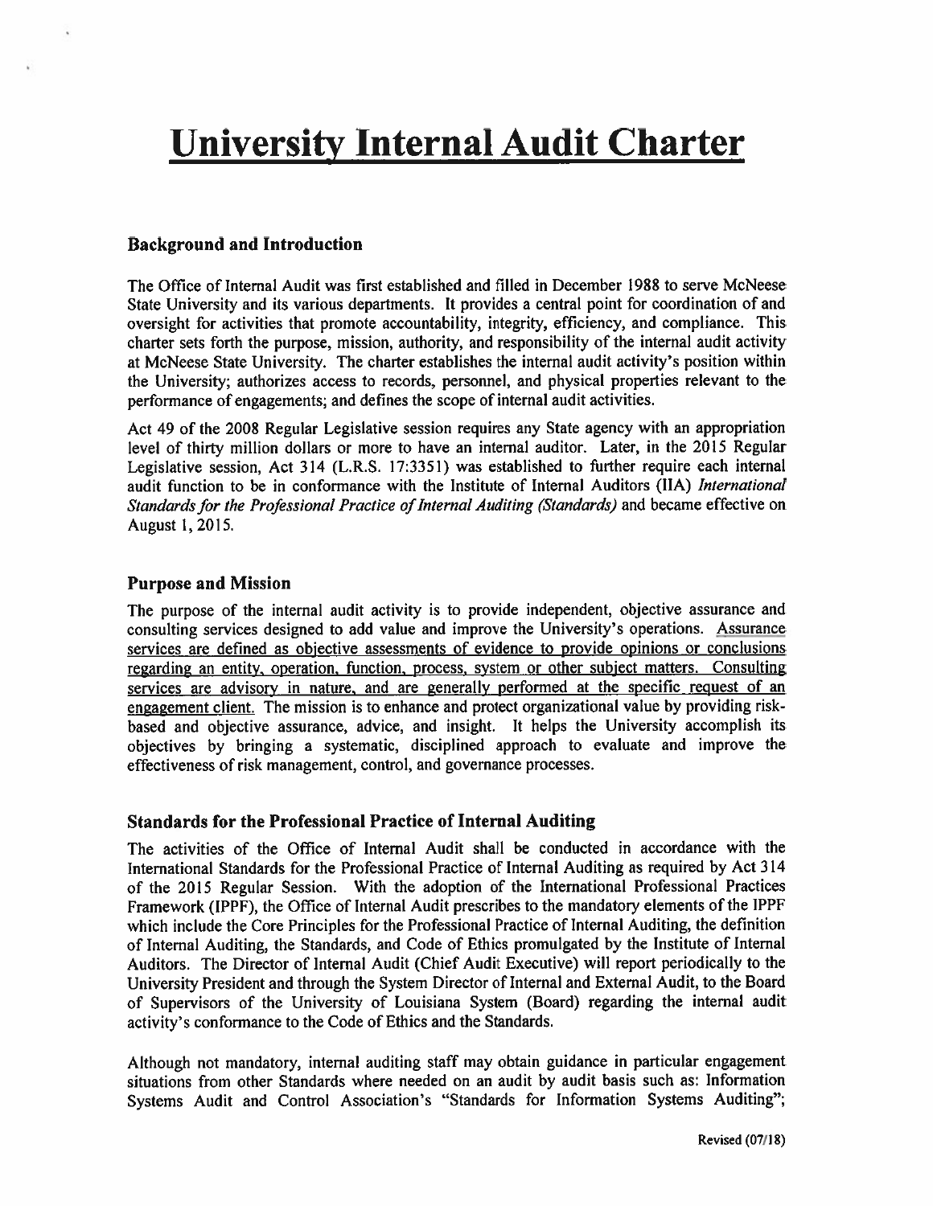# University Internal Audit Charter

### Background and Introduction

The Office of Internal Audit was first established and filled in December 1988 to serve McNeese State University and its various departments. It provides a central point for coordination of and oversight for activities that promote accountability, integrity, efficiency, and compliance. This charter sets forth the purpose, mission, authority, and responsibility of the internal audit activity at McNeese State University. The charter establishes the internal audit activity's position within the University; authorizes access to records, personnel, and physical properties relevant to the performance of engagements; and defines the scope of internal audit activities.

Act 49 of the 2008 Regular Legislative session requires any State agency with an appropriation level of thirty million dollars or more to have an internal auditor. Later, in the 2015 Regular Legislative session, Act 314 (L.R.S. 17:3351) was established to further require each internal audit function to be in conformance with the Institute of Internal Auditors (IIA) *International Standards for the Professional Practice of Internal Auditing (Standards)* and became effective on August 1, 2015.

### Purpose and Mission

The purpose of the internal audit activity is to provide independent, objective assurance and consulting services designed to add value and improve the University's operations. Assurance services are defined as objective assessments of evidence to provide opinions or conclusions regarding an entity, operation, function, process, system or other subject matters. Consulting services are advisory in nature, and are generally performed at the specific request of an engagement client. The mission is to enhance and protect organizational value by providing risk-based and objective assurance, advice, and insight. It helps the University accomplish its objectives by bringing a systematic, disciplined approach to evaluate and improve the effectiveness of risk management, control, and governance processes.

### Standards for the Professional Practice of Internal Auditing

The activities of the Office of Internal Audit shall be conducted in accordance with the International Standards for the Professional Practice of Internal Auditing as required by Act 314 of the 2015 Regular Session. With the adoption of the International Professional Practices Framework (IPPF), the Office of Internal Audit prescribes to the mandatory elements of the IPPF which include the Core Principles for the Professional Practice of Internal Auditing, the definition of Internal Auditing, the Standards, and Code of Ethics promulgated by the Institute of Internal Auditors. The Director of Internal Audit (Chief Audit Executive) will report periodically to the University President and through the System Director of Internal and External Audit, to the Board of Supervisors of the University of Louisiana System (Board) regarding the internal audit activity's conformance to the Code of Ethics and the Standards.

Although not mandatory, internal auditing staff may obtain guidance in particular engagement situations from other Standards where needed on an audit by audit basis such as: Information Systems Audit and Control Association's "Standards for Information Systems Auditing";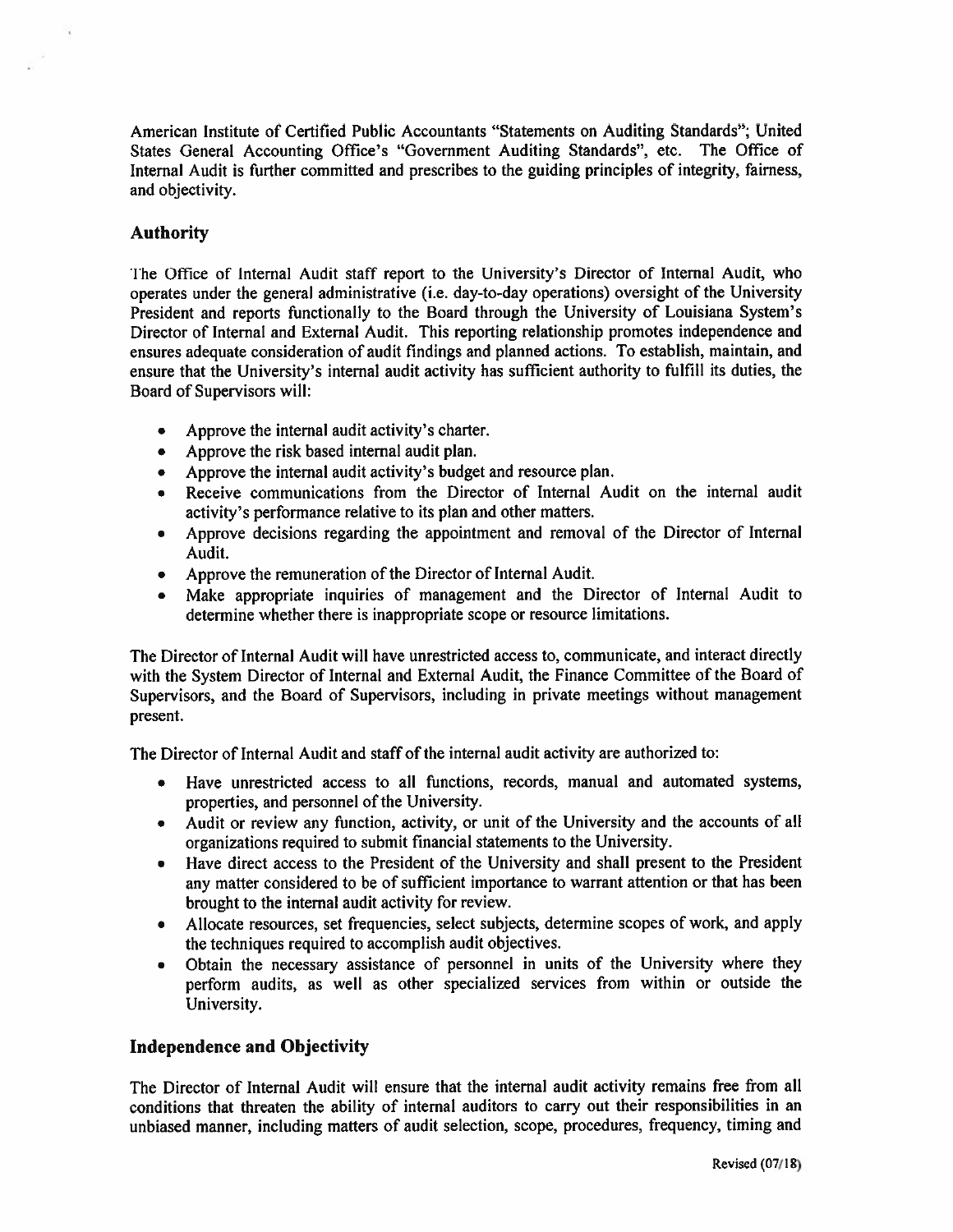American Institute of Certified Public Accountants "Statements on Auditing Standards"; United States General Accounting Office's "Government Auditing Standards", etc. The Office of Internal Audit is further committed and prescribes to the guiding principles of integrity, fairness, and objectivity.

## Authority

The Office of Internal Audit staff report to the University's Director of Internal Audit, who operates under the general administrative (i.e. day-to-day operations) oversight of the University President and reports functionally to the Board through the University of Louisiana System's Director of Internal and External Audit. This reporting relationship promotes independence and ensures adequate consideration of audit findings and planned actions. To establish, maintain, and ensure that the University's internal audit activity has sufficient authority to fulfill its duties, the Board of Supervisors will:

- Approve the internal audit activity's charter.
- Approve the risk based internal audit plan.
- Approve the internal audit activity's budget and resource plan.
- Receive communications from the Director of Internal Audit on the internal audit activity's performance relative to its plan and other matters.
- Approve decisions regarding the appointment and removal of the Director of Internal Audit.
- Approve the remuneration of the Director of Internal Audit.
- Make appropriate inquiries of management and the Director of Internal Audit to determine whether there is inappropriate scope or resource limitations.

The Director of Internal Audit will have unrestricted access to, communicate, and interact directly with the System Director of Internal and External Audit, the Finance Committee of the Board of Supervisors, and the Board of Supervisors, including in private meetings without management present.

The Director of Internal Audit and staff of the internal audit activity are authorized to:

- Have unrestricted access to all functions, records, manual and automated systems, properties, and personnel of the University.
- Audit or review any function, activity, or unit of the University and the accounts of all organizations required to submit financial statements to the University.
- Have direct access to the President of the University and shall present to the President any matter considered to be of sufficient importance to warrant attention or that has been brought to the internal audit activity for review.
- Allocate resources, set frequencies, select subjects, determine scopes of work, and apply the techniques required to accomplish audit objectives.
- Obtain the necessary assistance of personnel in units of the University where they perform audits, as well as other specialized services from within or outside the University.

## Independence and Objectivity

The Director of Internal Audit will ensure that the internal audit activity remains free from all conditions that threaten the ability of internal auditors to carry out their responsibilities in an unbiased manner, including matters of audit selection, scope, procedures, frequency, timing and

Revised (07/18)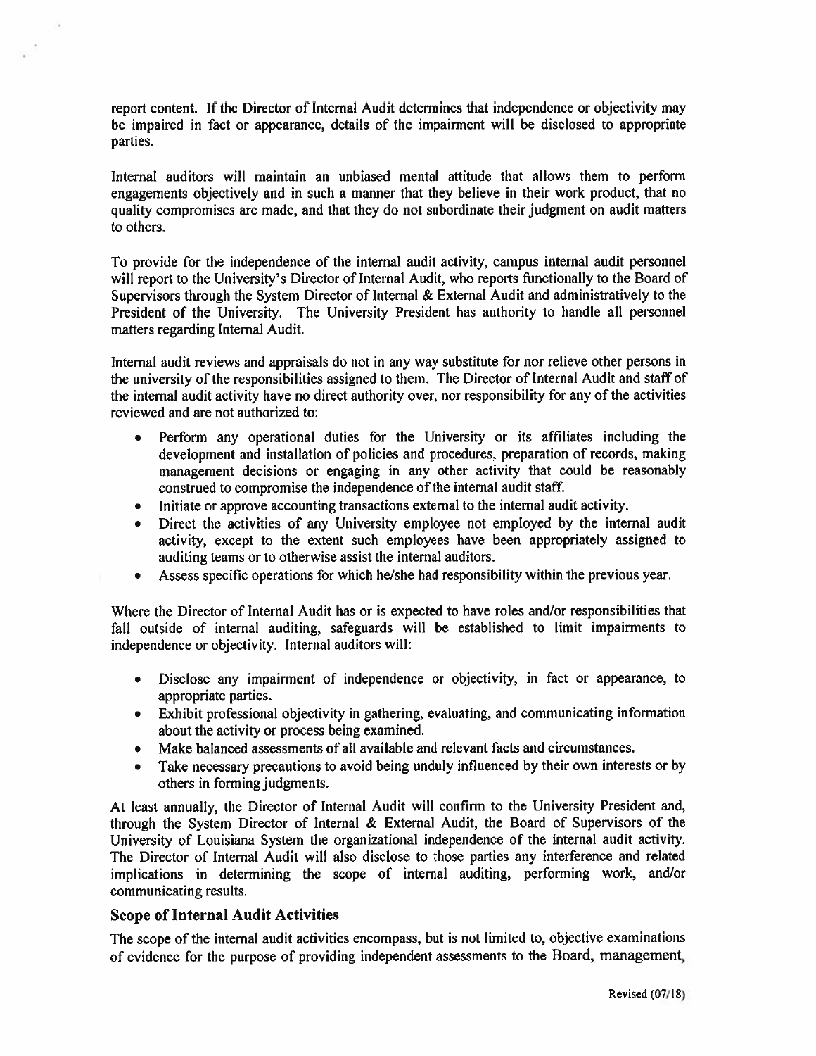report content. If the Director of Internal Audit determines that independence or objectivity may be impaired in fact or appearance, details of the impairment will be disclosed to appropriate parties.

Internal auditors will maintain an unbiased mental attitude that allows them to perform engagements objectively and in such a manner that they believe in their work product, that no quality compromises are made, and that they do not subordinate their judgment on audit matters to others.

To provide for the independence of the internal audit activity, campus internal audit personnel will report to the University's Director of Internal Audit, who reports functionally to the Board of Supervisors through the System Director of Internal & External Audit and administratively to the President of the University. The University President has authority to handle all personnel matters regarding Internal Audit.

Internal audit reviews and appraisals do not in any way substitute for nor relieve other persons in the university of the responsibilities assigned to them. The Director of Internal Audit and staff of the internal audit activity have no direct authority over, nor responsibility for any of the activities reviewed and are not authorized to:

- Perform any operational duties for the University or its affiliates including the development and installation of policies and procedures, preparation of records, making management decisions or engaging in any other activity that could be reasonably construed to compromise the independence of the internal audit staff.
- Initiate or approve accounting transactions external to the internal audit activity.
- Direct the activities of any University employee not employed by the internal audit activity, except to the extent such employees have been appropriately assigned to auditing teams or to otherwise assist the internal auditors.
- Assess specific operations for which he/she had responsibility within the previous year.

Where the Director of Internal Audit has or is expected to have roles and/or responsibilities that fall outside of internal auditing, safeguards will be established to limit impairments to independence or objectivity. Internal auditors will:

- Disclose any impairment of independence or objectivity, in fact or appearance, to appropriate parties.
- Exhibit professional objectivity in gathering, evaluating, and communicating information about the activity or process being examined.
- Make balanced assessments of all available and relevant facts and circumstances.
- Take necessary precautions to avoid being unduly influenced by their own interests or by others in forming judgments.

At least annually, the Director of Internal Audit will confirm to the University President and, through the System Director of Internal & External Audit, the Board of Supervisors of the University of Louisiana System the organizational independence of the internal audit activity. The Director of Internal Audit will also disclose to those parties any interference and related implications in determining the scope of internal auditing, performing work, and/or communicating results.

## Scope of Internal Audit Activities

The scope of the internal audit activities encompass, but is not limited to, objective examinations of evidence for the purpose of providing independent assessments to the Board, management,

Revised (07/18)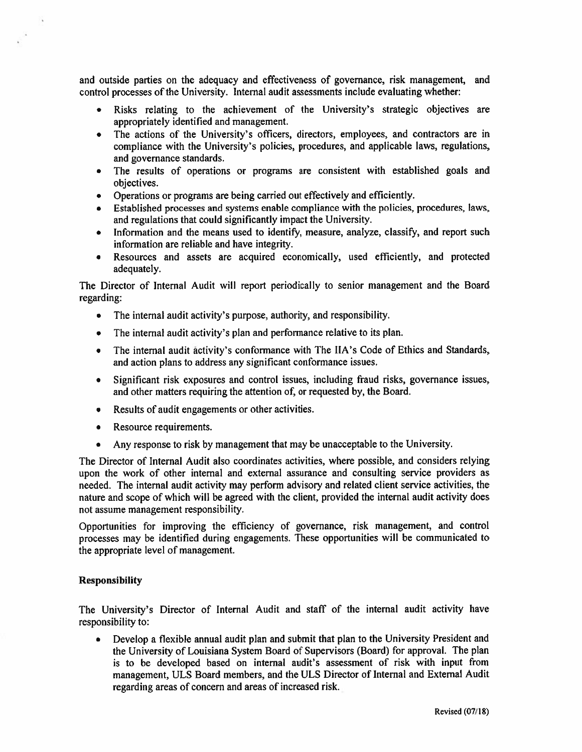and outside parties on the adequacy and effectiveness of governance, risk management, and control processes of the University. Internal audit assessments include evaluating whether:

- Risks relating to the achievement of the University's strategic objectives are appropriately identified and management.
- The actions of the University's officers, directors, employees, and contractors are in compliance with the University's policies, procedures, and applicable laws, regulations, and governance standards.
- The results of operations or programs are consistent with established goals and objectives.
- Operations or programs are being carried out effectively and efficiently.
- Established processes and systems enable compliance with the policies, procedures, laws, and regulations that could significantly impact the University.
- Information and the means used to identify, measure, analyze, classify, and report such information are reliable and have integrity.
- Resources and assets are acquired economically, used efficiently, and protected adequately.

The Director of Internal Audit will report periodically to senior management and the Board regarding:

- The internal audit activity's purpose, authority, and responsibility.
- The internal audit activity's plan and performance relative to its plan.
- The internal audit activity's conformance with The IIA's Code of Ethics and Standards, and action plans to address any significant conformance issues.
- Significant risk exposures and control issues, including fraud risks, governance issues, and other matters requiring the attention of, or requested by, the Board.
- Results of audit engagements or other activities.
- Resource requirements.
- Any response to risk by management that may be unacceptable to the University.

The Director of Internal Audit also coordinates activities, where possible, and considers relying upon the work of other internal and external assurance and consulting service providers as needed. The internal audit activity may perform advisory and related client service activities, the nature and scope of which will be agreed with the client, provided the internal audit activity does not assume management responsibility.

Opportunities for improving the efficiency of governance, risk management, and control processes may be identified during engagements. These opportunities will be communicated to the appropriate level of management.

**Responsibility**

The University's Director of Internal Audit and staff of the internal audit activity have responsibility to:

- Develop a flexible annual audit plan and submit that plan to the University President and the University of Louisiana System Board of Supervisors (Board) for approval. The plan is to be developed based on internal audit's assessment of risk with input from management, ULS Board members, and the ULS Director of Internal and External Audit regarding areas of concern and areas of increased risk.

Revised (07/18)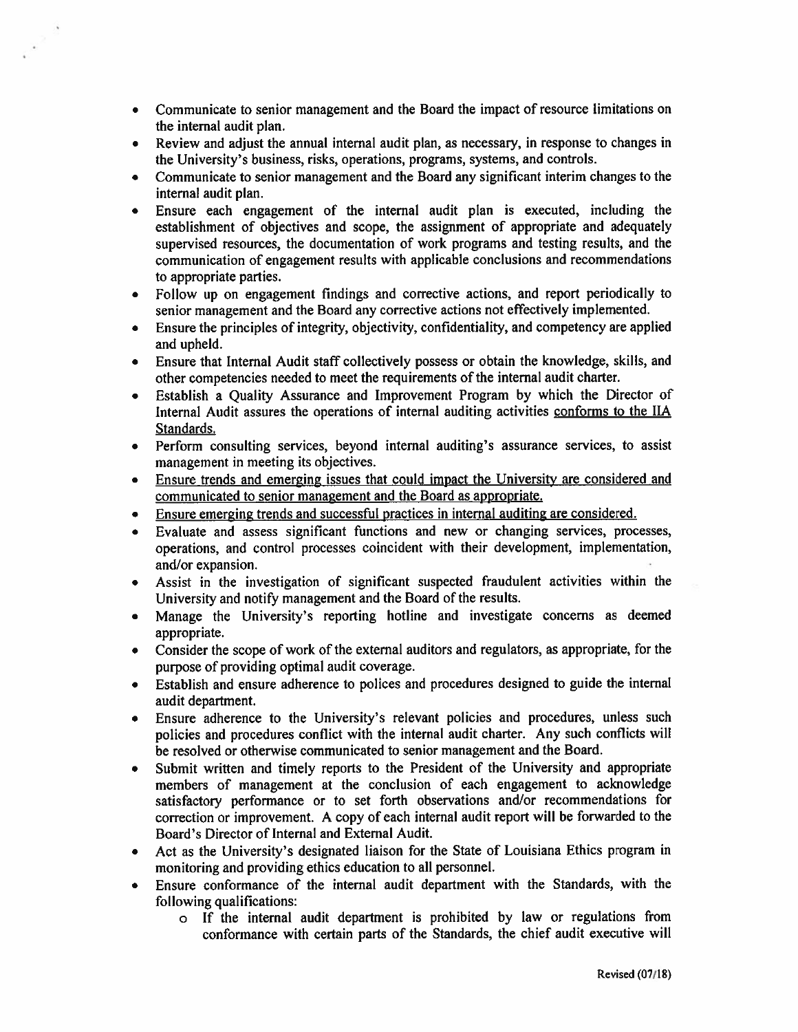- Communicate to senior management and the Board the impact of resource limitations on the internal audit plan.
- Review and adjust the annual internal audit plan, as necessary, in response to changes in the University's business, risks, operations, programs, systems, and controls.
- Communicate to senior management and the Board any significant interim changes to the internal audit plan.
- Ensure each engagement of the internal audit plan is executed, including the establishment of objectives and scope, the assignment of appropriate and adequately supervised resources, the documentation of work programs and testing results, and the communication of engagement results with applicable conclusions and recommendations to appropriate parties.
- Follow up on engagement findings and corrective actions, and report periodically to senior management and the Board any corrective actions not effectively implemented.
- Ensure the principles of integrity, objectivity, confidentiality, and competency are applied and upheld.
- Ensure that Internal Audit staff collectively possess or obtain the knowledge, skills, and other competencies needed to meet the requirements of the internal audit charter.
- Establish a Quality Assurance and Improvement Program by which the Director of Internal Audit assures the operations of internal auditing activities <u>conforms to the IIA Standards.</u>
- Perform consulting services, beyond internal auditing's assurance services, to assist management in meeting its objectives.
- <u>Ensure trends and emerging issues that could impact the University are considered and communicated to senior management and the Board as appropriate.</u>
- <u>Ensure emerging trends and successful practices in internal auditing are considered.</u>
- Evaluate and assess significant functions and new or changing services, processes, operations, and control processes coincident with their development, implementation, and/or expansion.
- Assist in the investigation of significant suspected fraudulent activities within the University and notify management and the Board of the results.
- Manage the University's reporting hotline and investigate concerns as deemed appropriate.
- Consider the scope of work of the external auditors and regulators, as appropriate, for the purpose of providing optimal audit coverage.
- Establish and ensure adherence to polices and procedures designed to guide the internal audit department.
- Ensure adherence to the University's relevant policies and procedures, unless such policies and procedures conflict with the internal audit charter. Any such conflicts will be resolved or otherwise communicated to senior management and the Board.
- Submit written and timely reports to the President of the University and appropriate members of management at the conclusion of each engagement to acknowledge satisfactory performance or to set forth observations and/or recommendations for correction or improvement. A copy of each internal audit report will be forwarded to the Board's Director of Internal and External Audit.
- Act as the University's designated liaison for the State of Louisiana Ethics program in monitoring and providing ethics education to all personnel.
- Ensure conformance of the internal audit department with the Standards, with the following qualifications:
  - If the internal audit department is prohibited by law or regulations from conformance with certain parts of the Standards, the chief audit executive will

Revised (07/18)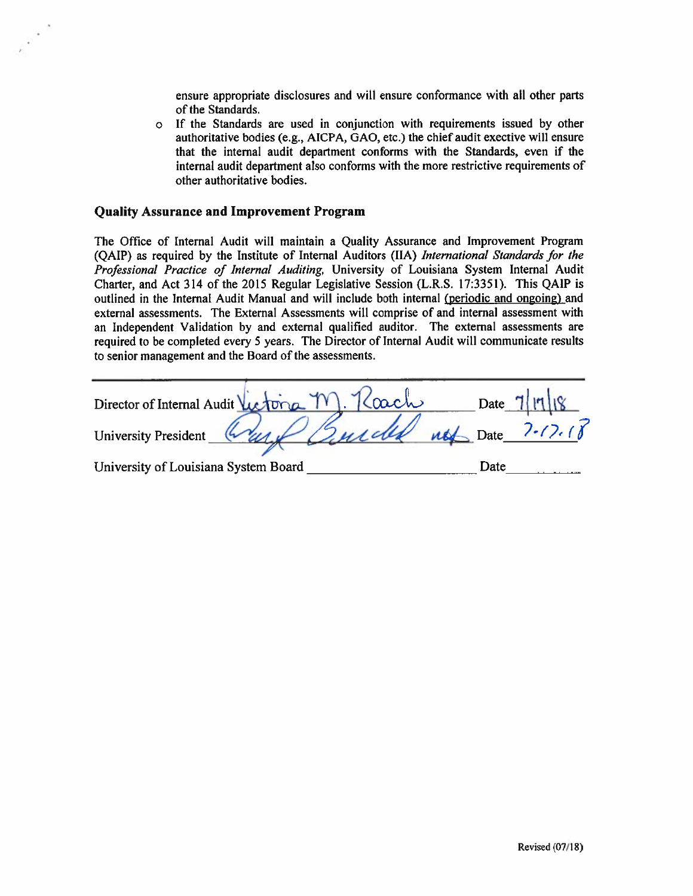ensure appropriate disclosures and will ensure conformance with all other parts of the Standards.

- If the Standards are used in conjunction with requirements issued by other authoritative bodies (e.g., AICPA, GAO, etc.) the chief audit exective will ensure that the internal audit department conforms with the Standards, even if the internal audit department also conforms with the more restrictive requirements of other authoritative bodies.

### Quality Assurance and Improvement Program

The Office of Internal Audit will maintain a Quality Assurance and Improvement Program (QAIP) as required by the Institute of Internal Auditors (IIA) *International Standards for the Professional Practice of Internal Auditing,* University of Louisiana System Internal Audit Charter, and Act 314 of the 2015 Regular Legislative Session (L.R.S. 17:3351). This QAIP is outlined in the Internal Audit Manual and will include both internal (periodic and ongoing) and external assessments. The External Assessments will comprise of and internal assessment with an Independent Validation by and external qualified auditor. The external assessments are required to be completed every 5 years. The Director of Internal Audit will communicate results to senior management and the Board of the assessments.

Director of Internal Audit Victoria M. Roach Date 7/17/18

University President [signature] Date 7.17.18

University of Louisiana System Board ______________________ Date ________

Revised (07/18)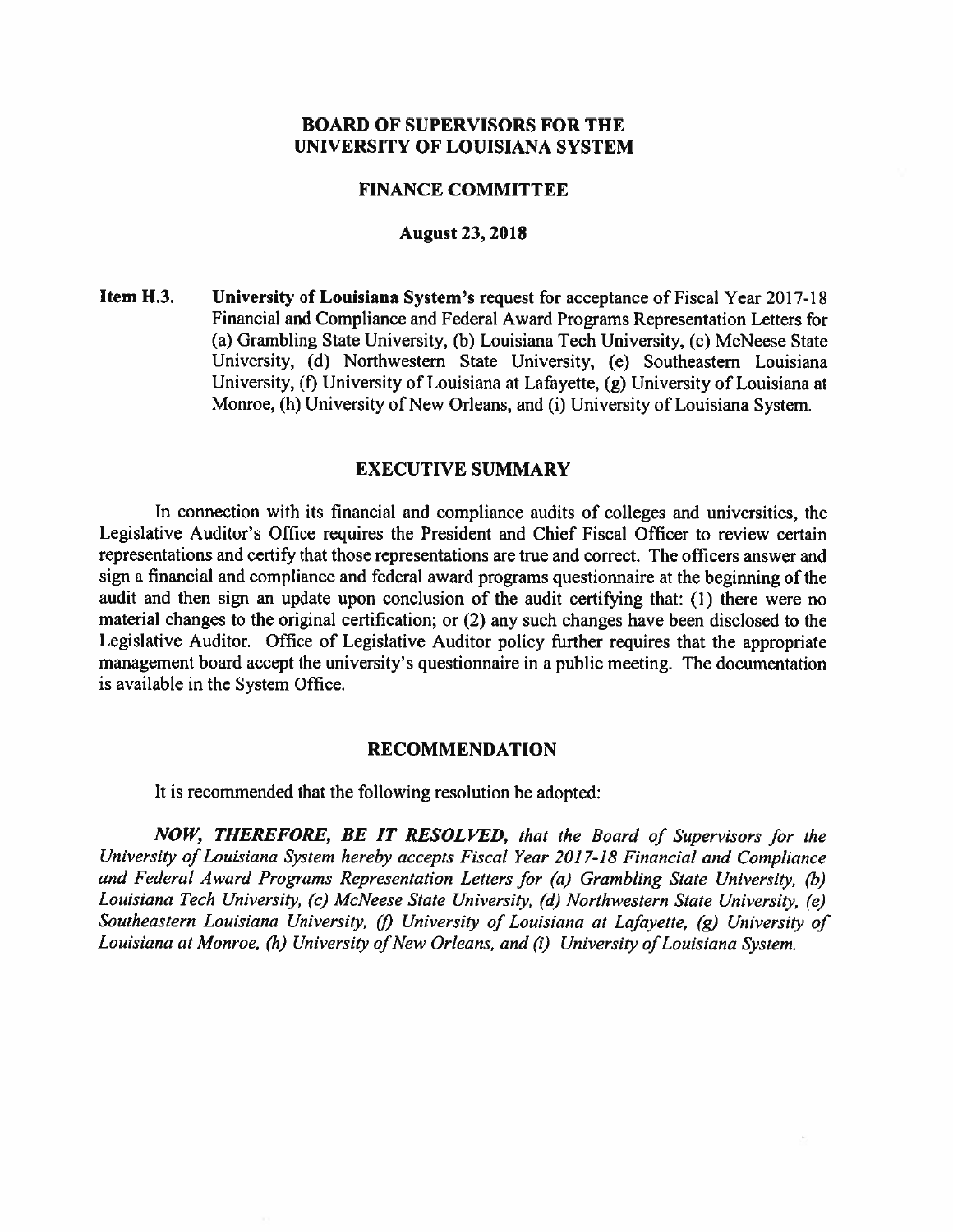# BOARD OF SUPERVISORS FOR THE UNIVERSITY OF LOUISIANA SYSTEM

## FINANCE COMMITTEE

### August 23, 2018

**Item H.3.** **University of Louisiana System's** request for acceptance of Fiscal Year 2017-18 Financial and Compliance and Federal Award Programs Representation Letters for (a) Grambling State University, (b) Louisiana Tech University, (c) McNeese State University, (d) Northwestern State University, (e) Southeastern Louisiana University, (f) University of Louisiana at Lafayette, (g) University of Louisiana at Monroe, (h) University of New Orleans, and (i) University of Louisiana System.

## EXECUTIVE SUMMARY

In connection with its financial and compliance audits of colleges and universities, the Legislative Auditor's Office requires the President and Chief Fiscal Officer to review certain representations and certify that those representations are true and correct. The officers answer and sign a financial and compliance and federal award programs questionnaire at the beginning of the audit and then sign an update upon conclusion of the audit certifying that: (1) there were no material changes to the original certification; or (2) any such changes have been disclosed to the Legislative Auditor. Office of Legislative Auditor policy further requires that the appropriate management board accept the university's questionnaire in a public meeting. The documentation is available in the System Office.

## RECOMMENDATION

It is recommended that the following resolution be adopted:

***NOW, THEREFORE, BE IT RESOLVED,*** *that the Board of Supervisors for the University of Louisiana System hereby accepts Fiscal Year 2017-18 Financial and Compliance and Federal Award Programs Representation Letters for (a) Grambling State University, (b) Louisiana Tech University, (c) McNeese State University, (d) Northwestern State University, (e) Southeastern Louisiana University, (f) University of Louisiana at Lafayette, (g) University of Louisiana at Monroe, (h) University of New Orleans, and (i) University of Louisiana System.*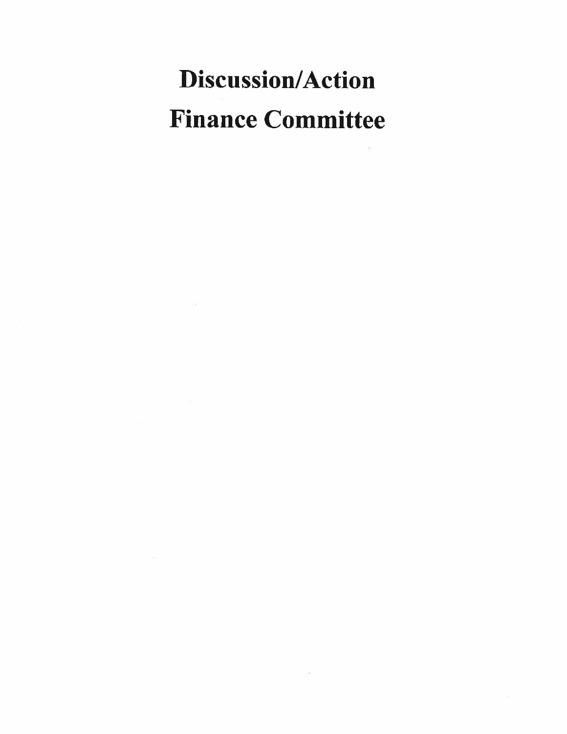# Discussion/Action
# Finance Committee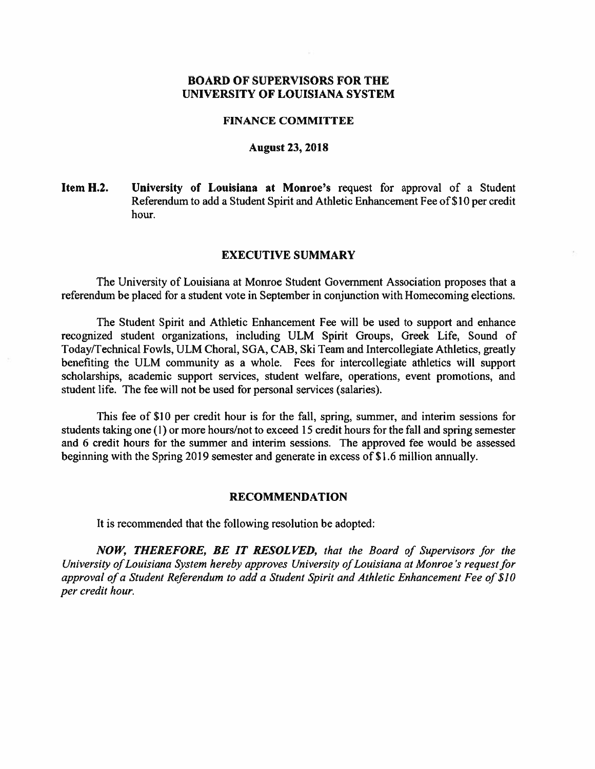# BOARD OF SUPERVISORS FOR THE UNIVERSITY OF LOUISIANA SYSTEM

## FINANCE COMMITTEE

### August 23, 2018

**Item H.2.** **University of Louisiana at Monroe's** request for approval of a Student Referendum to add a Student Spirit and Athletic Enhancement Fee of $10 per credit hour.

## EXECUTIVE SUMMARY

The University of Louisiana at Monroe Student Government Association proposes that a referendum be placed for a student vote in September in conjunction with Homecoming elections.

The Student Spirit and Athletic Enhancement Fee will be used to support and enhance recognized student organizations, including ULM Spirit Groups, Greek Life, Sound of Today/Technical Fowls, ULM Choral, SGA, CAB, Ski Team and Intercollegiate Athletics, greatly benefiting the ULM community as a whole. Fees for intercollegiate athletics will support scholarships, academic support services, student welfare, operations, event promotions, and student life. The fee will not be used for personal services (salaries).

This fee of $10 per credit hour is for the fall, spring, summer, and interim sessions for students taking one (1) or more hours/not to exceed 15 credit hours for the fall and spring semester and 6 credit hours for the summer and interim sessions. The approved fee would be assessed beginning with the Spring 2019 semester and generate in excess of $1.6 million annually.

## RECOMMENDATION

It is recommended that the following resolution be adopted:

***NOW, THEREFORE, BE IT RESOLVED,*** *that the Board of Supervisors for the University of Louisiana System hereby approves University of Louisiana at Monroe's request for approval of a Student Referendum to add a Student Spirit and Athletic Enhancement Fee of $10 per credit hour.*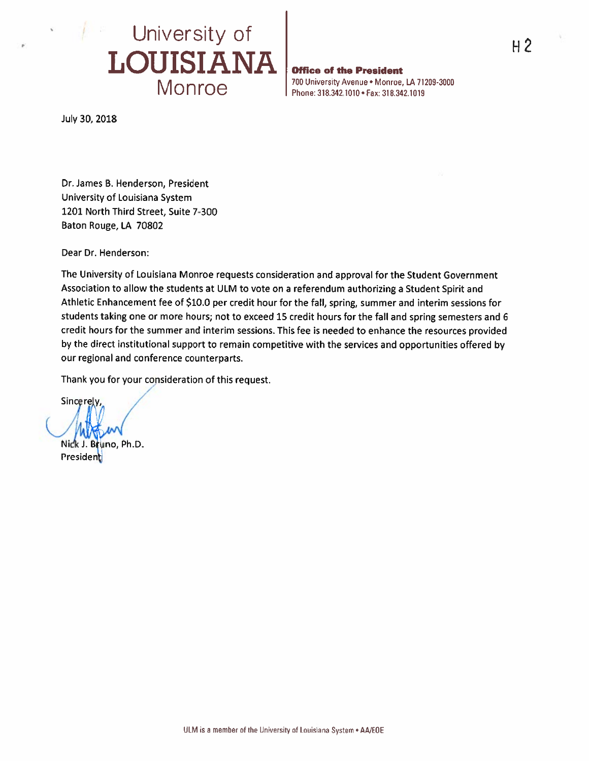University of
**LOUISIANA**
Monroe

**Office of the President**
700 University Avenue • Monroe, LA 71209-3000
Phone: 318.342.1010 • Fax: 318.342.1019

H 2

July 30, 2018

Dr. James B. Henderson, President
University of Louisiana System
1201 North Third Street, Suite 7-300
Baton Rouge, LA 70802

Dear Dr. Henderson:

The University of Louisiana Monroe requests consideration and approval for the Student Government Association to allow the students at ULM to vote on a referendum authorizing a Student Spirit and Athletic Enhancement fee of $10.0 per credit hour for the fall, spring, summer and interim sessions for students taking one or more hours; not to exceed 15 credit hours for the fall and spring semesters and 6 credit hours for the summer and interim sessions. This fee is needed to enhance the resources provided by the direct institutional support to remain competitive with the services and opportunities offered by our regional and conference counterparts.

Thank you for your consideration of this request.

Sincerely,

Nick J. Bruno, Ph.D.
President

ULM is a member of the University of Louisiana System • AA/EOE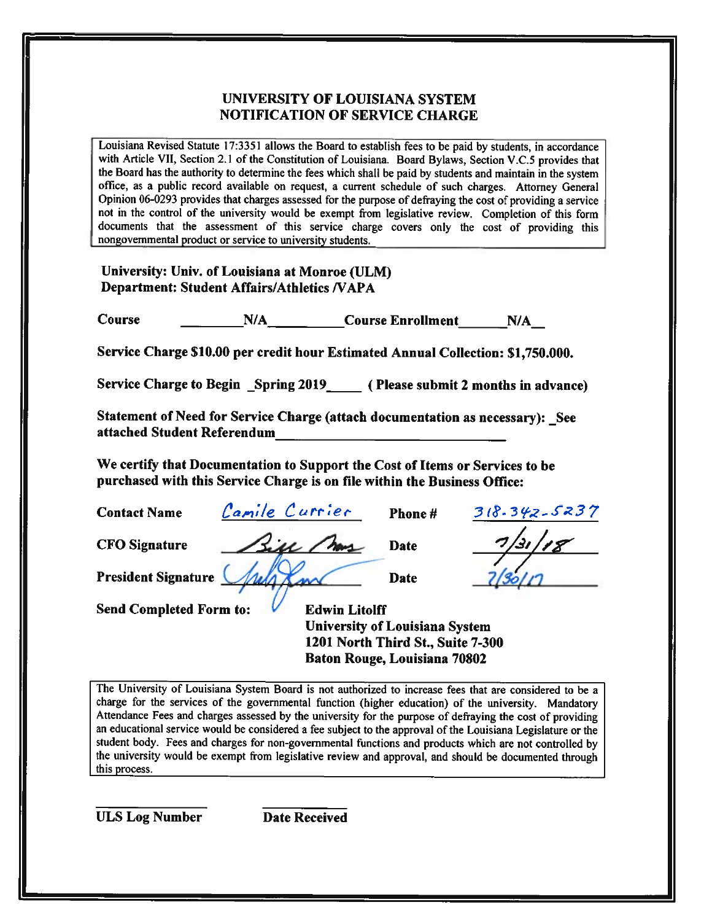## UNIVERSITY OF LOUISIANA SYSTEM
## NOTIFICATION OF SERVICE CHARGE

Louisiana Revised Statute 17:3351 allows the Board to establish fees to be paid by students, in accordance with Article VII, Section 2.1 of the Constitution of Louisiana. Board Bylaws, Section V.C.5 provides that the Board has the authority to determine the fees which shall be paid by students and maintain in the system office, as a public record available on request, a current schedule of such charges. Attorney General Opinion 06-0293 provides that charges assessed for the purpose of defraying the cost of providing a service not in the control of the university would be exempt from legislative review. Completion of this form documents that the assessment of this service charge covers only the cost of providing this nongovernmental product or service to university students.

**University: Univ. of Louisiana at Monroe (ULM)**
**Department: Student Affairs/Athletics /VAPA**

**Course** \_\_\_\_\_\_\_\_N/A\_\_\_\_\_\_\_\_\_\_ **Course Enrollment** \_\_\_\_\_\_N/A\_\_

**Service Charge $10.00 per credit hour Estimated Annual Collection: $1,750.000.**

**Service Charge to Begin** \_**Spring 2019**\_\_\_\_\_ **( Please submit 2 months in advance)**

**Statement of Need for Service Charge (attach documentation as necessary):** \_**See attached Student Referendum**\_\_\_\_\_\_\_\_\_\_\_\_\_\_\_\_\_\_\_\_\_\_\_\_\_\_\_\_\_\_

**We certify that Documentation to Support the Cost of Items or Services to be purchased with this Service Charge is on file within the Business Office:**

**Contact Name** Camile Currier **Phone #** 318-342-5237

**CFO Signature** [signature] **Date** 7/31/18

**President Signature** [signature] **Date** 7/30/17

**Send Completed Form to:**

**Edwin Litolff**
**University of Louisiana System**
**1201 North Third St., Suite 7-300**
**Baton Rouge, Louisiana 70802**

The University of Louisiana System Board is not authorized to increase fees that are considered to be a charge for the services of the governmental function (higher education) of the university. Mandatory Attendance Fees and charges assessed by the university for the purpose of defraying the cost of providing an educational service would be considered a fee subject to the approval of the Louisiana Legislature or the student body. Fees and charges for non-governmental functions and products which are not controlled by the university would be exempt from legislative review and approval, and should be documented through this process.

**ULS Log Number** \_\_\_\_\_\_\_\_\_\_ **Date Received** \_\_\_\_\_\_\_\_\_\_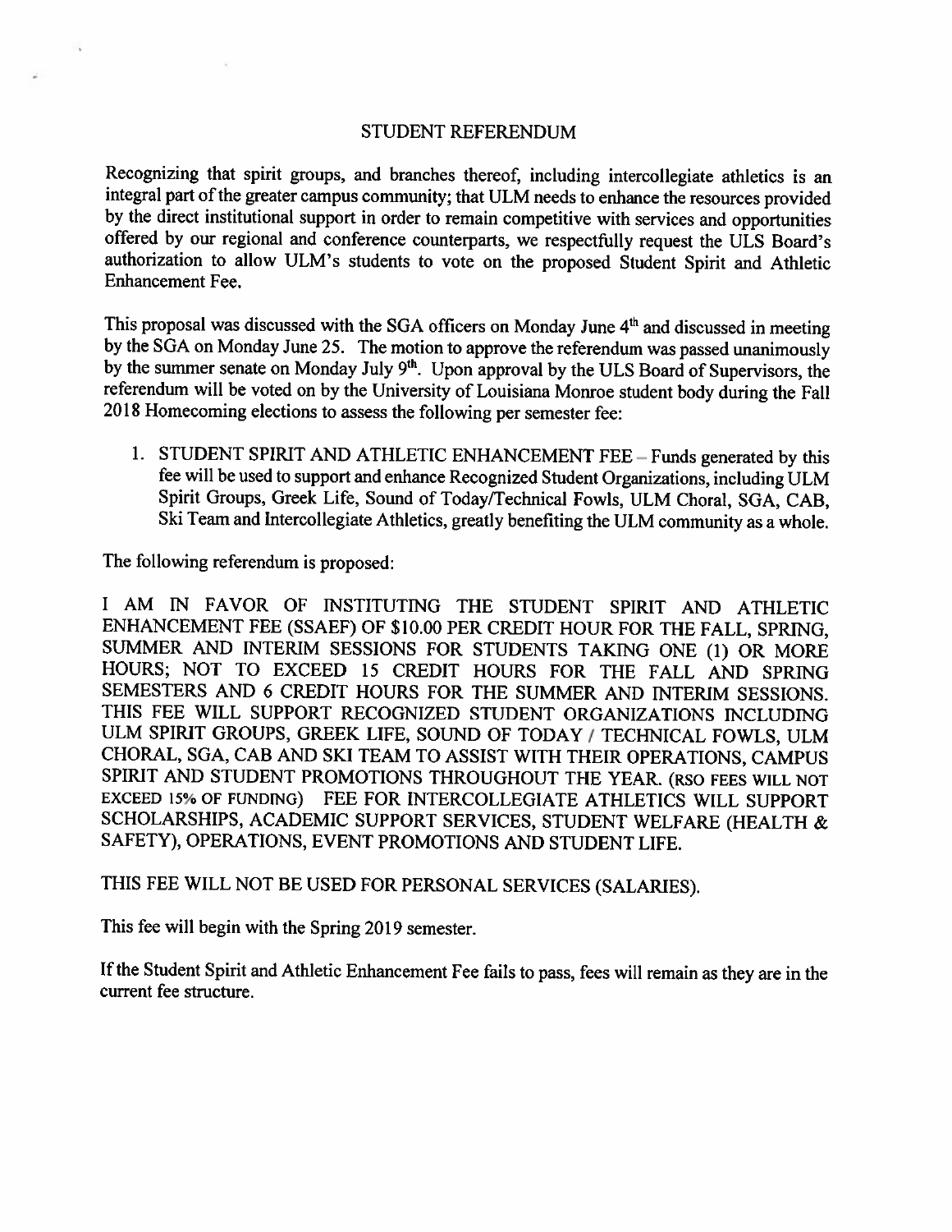# STUDENT REFERENDUM

Recognizing that spirit groups, and branches thereof, including intercollegiate athletics is an integral part of the greater campus community; that ULM needs to enhance the resources provided by the direct institutional support in order to remain competitive with services and opportunities offered by our regional and conference counterparts, we respectfully request the ULS Board's authorization to allow ULM's students to vote on the proposed Student Spirit and Athletic Enhancement Fee.

This proposal was discussed with the SGA officers on Monday June 4th and discussed in meeting by the SGA on Monday June 25. The motion to approve the referendum was passed unanimously by the summer senate on Monday July 9th. Upon approval by the ULS Board of Supervisors, the referendum will be voted on by the University of Louisiana Monroe student body during the Fall 2018 Homecoming elections to assess the following per semester fee:

1. STUDENT SPIRIT AND ATHLETIC ENHANCEMENT FEE – Funds generated by this fee will be used to support and enhance Recognized Student Organizations, including ULM Spirit Groups, Greek Life, Sound of Today/Technical Fowls, ULM Choral, SGA, CAB, Ski Team and Intercollegiate Athletics, greatly benefiting the ULM community as a whole.

The following referendum is proposed:

I AM IN FAVOR OF INSTITUTING THE STUDENT SPIRIT AND ATHLETIC ENHANCEMENT FEE (SSAEF) OF $10.00 PER CREDIT HOUR FOR THE FALL, SPRING, SUMMER AND INTERIM SESSIONS FOR STUDENTS TAKING ONE (1) OR MORE HOURS; NOT TO EXCEED 15 CREDIT HOURS FOR THE FALL AND SPRING SEMESTERS AND 6 CREDIT HOURS FOR THE SUMMER AND INTERIM SESSIONS. THIS FEE WILL SUPPORT RECOGNIZED STUDENT ORGANIZATIONS INCLUDING ULM SPIRIT GROUPS, GREEK LIFE, SOUND OF TODAY / TECHNICAL FOWLS, ULM CHORAL, SGA, CAB AND SKI TEAM TO ASSIST WITH THEIR OPERATIONS, CAMPUS SPIRIT AND STUDENT PROMOTIONS THROUGHOUT THE YEAR. (RSO FEES WILL NOT EXCEED 15% OF FUNDING) FEE FOR INTERCOLLEGIATE ATHLETICS WILL SUPPORT SCHOLARSHIPS, ACADEMIC SUPPORT SERVICES, STUDENT WELFARE (HEALTH & SAFETY), OPERATIONS, EVENT PROMOTIONS AND STUDENT LIFE.

THIS FEE WILL NOT BE USED FOR PERSONAL SERVICES (SALARIES).

This fee will begin with the Spring 2019 semester.

If the Student Spirit and Athletic Enhancement Fee fails to pass, fees will remain as they are in the current fee structure.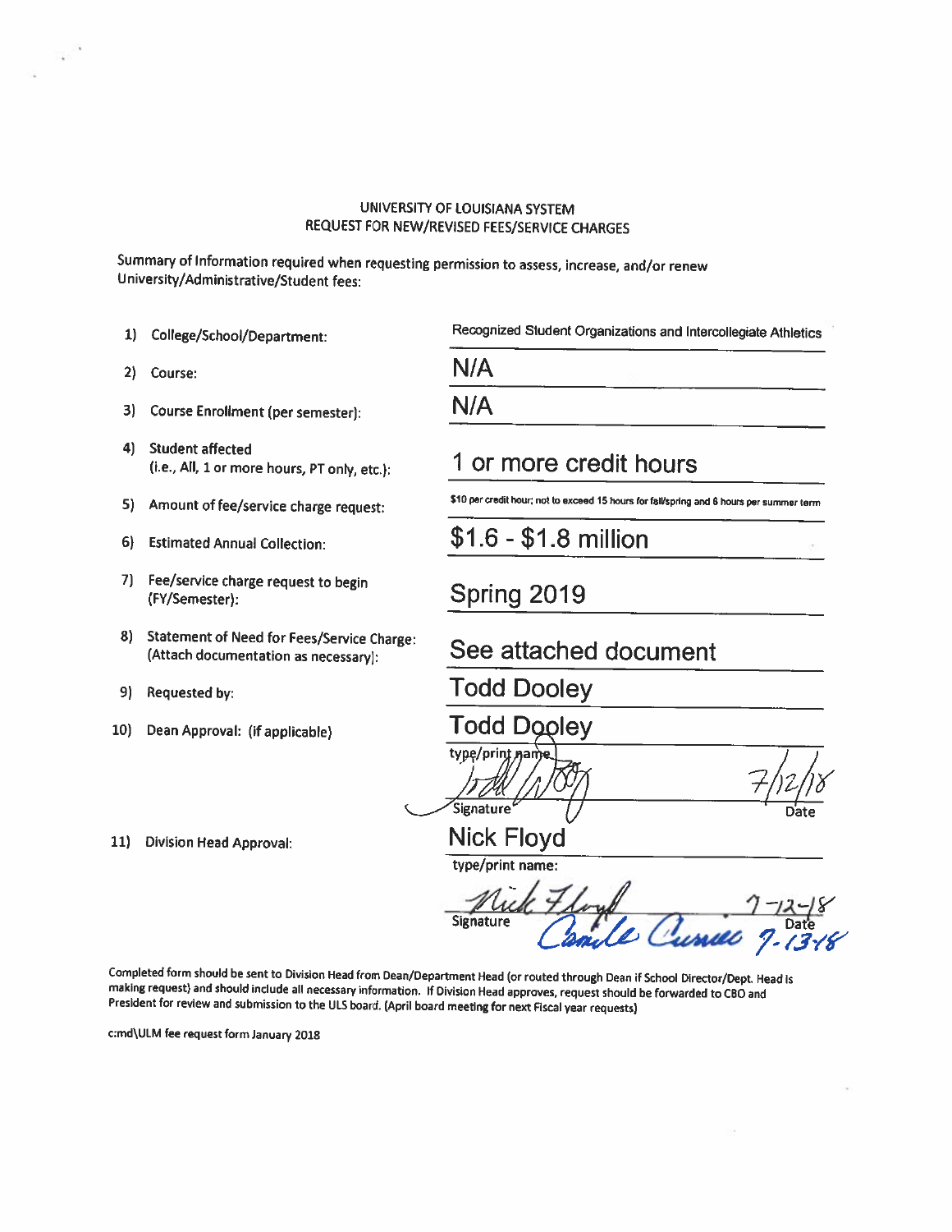UNIVERSITY OF LOUISIANA SYSTEM
REQUEST FOR NEW/REVISED FEES/SERVICE CHARGES

Summary of Information required when requesting permission to assess, increase, and/or renew University/Administrative/Student fees:

1) College/School/Department: Recognized Student Organizations and Intercollegiate Athletics

2) Course: N/A

3) Course Enrollment (per semester): N/A

4) Student affected (i.e., All, 1 or more hours, PT only, etc.): 1 or more credit hours

5) Amount of fee/service charge request: $10 per credit hour; not to exceed 15 hours for fall/spring and 6 hours per summer term

6) Estimated Annual Collection: $1.6 - $1.8 million

7) Fee/service charge request to begin (FY/Semester): Spring 2019

8) Statement of Need for Fees/Service Charge: (Attach documentation as necessary): See attached document

9) Requested by: Todd Dooley

10) Dean Approval: (if applicable) Todd Dooley

type/print name

Signature: Todd Dooley    Date: 7/12/18

11) Division Head Approval: Nick Floyd

type/print name:

Signature: Nick Floyd    Date: 7-12-18

Camile Currier 7-13-18

Completed form should be sent to Division Head from Dean/Department Head (or routed through Dean if School Director/Dept. Head is making request) and should include all necessary information. If Division Head approves, request should be forwarded to CBO and President for review and submission to the ULS board. (April board meeting for next Fiscal year requests)

c:md\ULM fee request form January 2018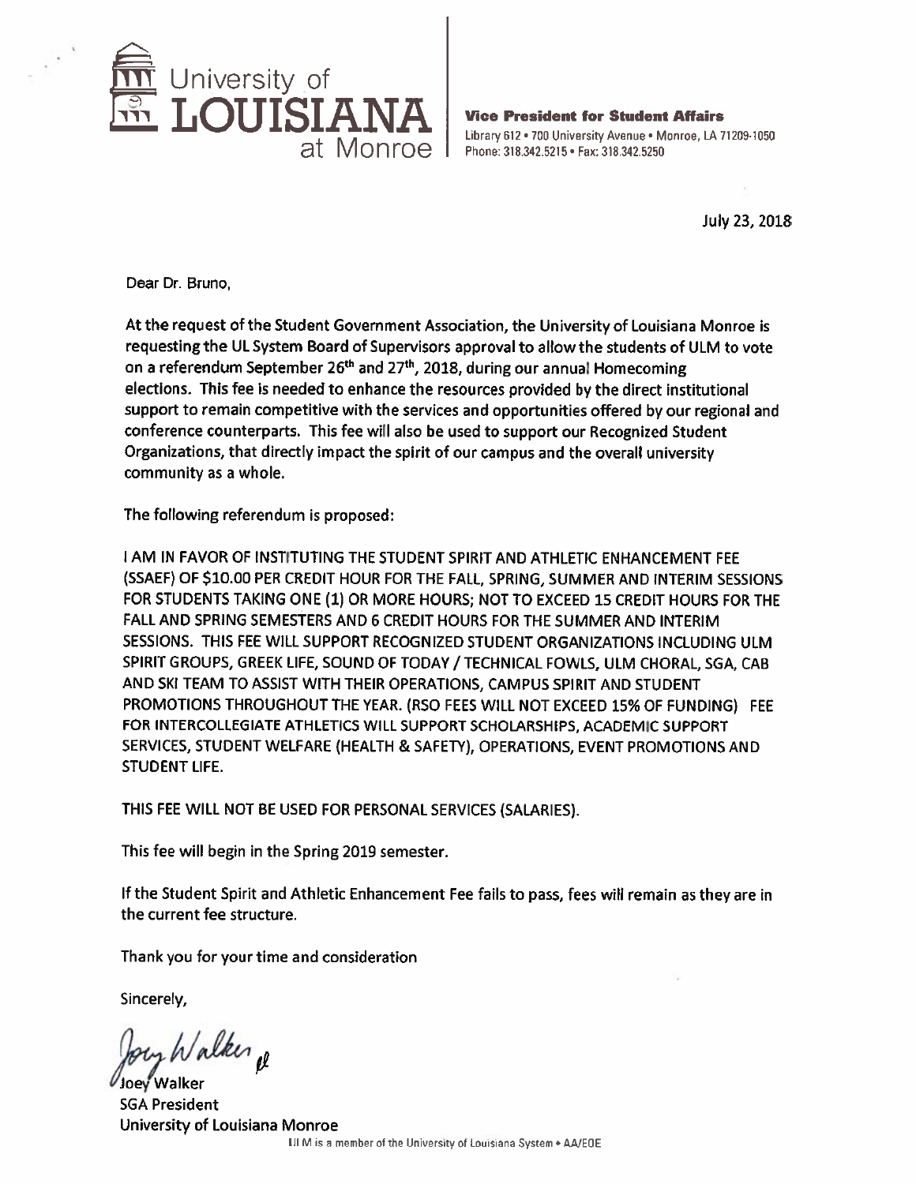University of LOUISIANA at Monroe

**Vice President for Student Affairs**
Library 612 • 700 University Avenue • Monroe, LA 71209-1050
Phone: 318.342.5215 • Fax: 318.342.5250

July 23, 2018

Dear Dr. Bruno,

At the request of the Student Government Association, the University of Louisiana Monroe is requesting the UL System Board of Supervisors approval to allow the students of ULM to vote on a referendum September 26th and 27th, 2018, during our annual Homecoming elections. This fee is needed to enhance the resources provided by the direct institutional support to remain competitive with the services and opportunities offered by our regional and conference counterparts. This fee will also be used to support our Recognized Student Organizations, that directly impact the spirit of our campus and the overall university community as a whole.

The following referendum is proposed:

I AM IN FAVOR OF INSTITUTING THE STUDENT SPIRIT AND ATHLETIC ENHANCEMENT FEE (SSAEF) OF $10.00 PER CREDIT HOUR FOR THE FALL, SPRING, SUMMER AND INTERIM SESSIONS FOR STUDENTS TAKING ONE (1) OR MORE HOURS; NOT TO EXCEED 15 CREDIT HOURS FOR THE FALL AND SPRING SEMESTERS AND 6 CREDIT HOURS FOR THE SUMMER AND INTERIM SESSIONS. THIS FEE WILL SUPPORT RECOGNIZED STUDENT ORGANIZATIONS INCLUDING ULM SPIRIT GROUPS, GREEK LIFE, SOUND OF TODAY / TECHNICAL FOWLS, ULM CHORAL, SGA, CAB AND SKI TEAM TO ASSIST WITH THEIR OPERATIONS, CAMPUS SPIRIT AND STUDENT PROMOTIONS THROUGHOUT THE YEAR. (RSO FEES WILL NOT EXCEED 15% OF FUNDING) FEE FOR INTERCOLLEGIATE ATHLETICS WILL SUPPORT SCHOLARSHIPS, ACADEMIC SUPPORT SERVICES, STUDENT WELFARE (HEALTH & SAFETY), OPERATIONS, EVENT PROMOTIONS AND STUDENT LIFE.

THIS FEE WILL NOT BE USED FOR PERSONAL SERVICES (SALARIES).

This fee will begin in the Spring 2019 semester.

If the Student Spirit and Athletic Enhancement Fee fails to pass, fees will remain as they are in the current fee structure.

Thank you for your time and consideration

Sincerely,

Joey Walker
SGA President
University of Louisiana Monroe

ULM is a member of the University of Louisiana System • AA/EOE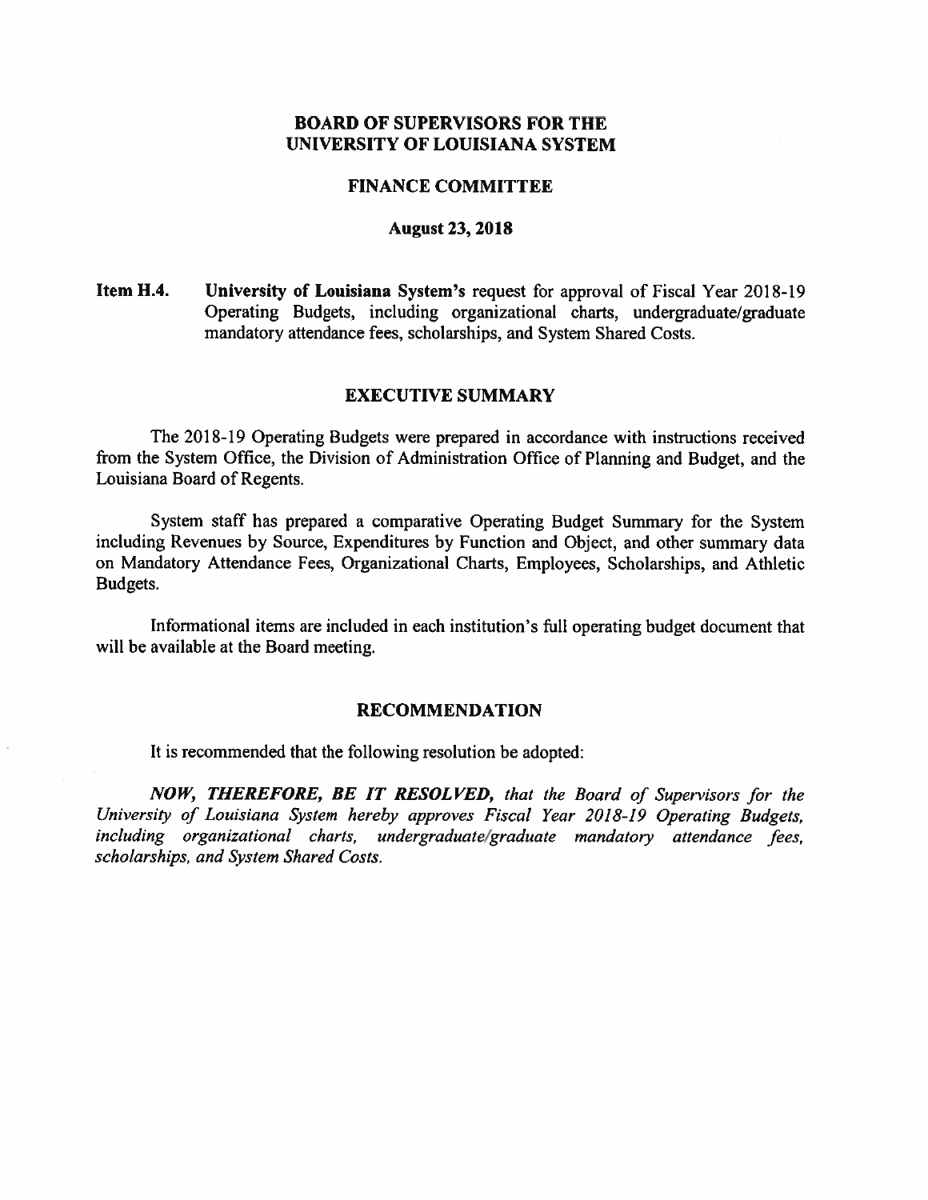## BOARD OF SUPERVISORS FOR THE UNIVERSITY OF LOUISIANA SYSTEM

### FINANCE COMMITTEE

### August 23, 2018

**Item H.4.** **University of Louisiana System's** request for approval of Fiscal Year 2018-19 Operating Budgets, including organizational charts, undergraduate/graduate mandatory attendance fees, scholarships, and System Shared Costs.

### EXECUTIVE SUMMARY

The 2018-19 Operating Budgets were prepared in accordance with instructions received from the System Office, the Division of Administration Office of Planning and Budget, and the Louisiana Board of Regents.

System staff has prepared a comparative Operating Budget Summary for the System including Revenues by Source, Expenditures by Function and Object, and other summary data on Mandatory Attendance Fees, Organizational Charts, Employees, Scholarships, and Athletic Budgets.

Informational items are included in each institution's full operating budget document that will be available at the Board meeting.

### RECOMMENDATION

It is recommended that the following resolution be adopted:

***NOW, THEREFORE, BE IT RESOLVED,*** *that the Board of Supervisors for the University of Louisiana System hereby approves Fiscal Year 2018-19 Operating Budgets, including organizational charts, undergraduate/graduate mandatory attendance fees, scholarships, and System Shared Costs.*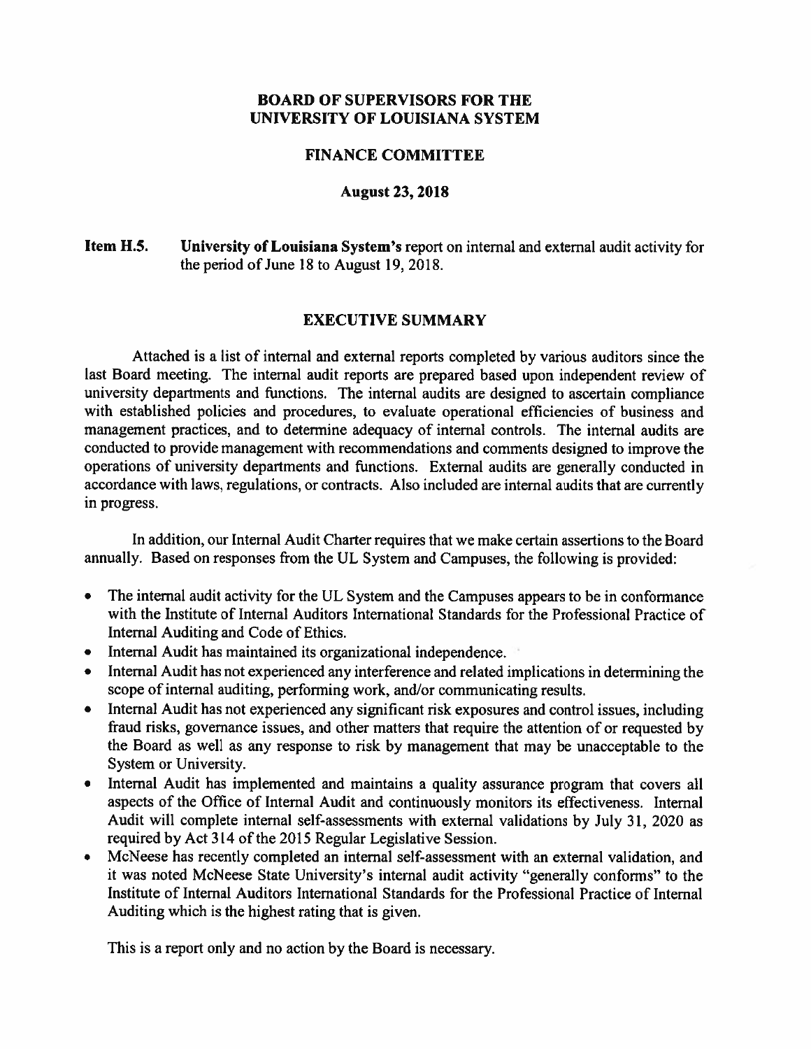**BOARD OF SUPERVISORS FOR THE**
**UNIVERSITY OF LOUISIANA SYSTEM**

**FINANCE COMMITTEE**

**August 23, 2018**

**Item H.5.** **University of Louisiana System's** report on internal and external audit activity for the period of June 18 to August 19, 2018.

## EXECUTIVE SUMMARY

Attached is a list of internal and external reports completed by various auditors since the last Board meeting. The internal audit reports are prepared based upon independent review of university departments and functions. The internal audits are designed to ascertain compliance with established policies and procedures, to evaluate operational efficiencies of business and management practices, and to determine adequacy of internal controls. The internal audits are conducted to provide management with recommendations and comments designed to improve the operations of university departments and functions. External audits are generally conducted in accordance with laws, regulations, or contracts. Also included are internal audits that are currently in progress.

In addition, our Internal Audit Charter requires that we make certain assertions to the Board annually. Based on responses from the UL System and Campuses, the following is provided:

- The internal audit activity for the UL System and the Campuses appears to be in conformance with the Institute of Internal Auditors International Standards for the Professional Practice of Internal Auditing and Code of Ethics.
- Internal Audit has maintained its organizational independence.
- Internal Audit has not experienced any interference and related implications in determining the scope of internal auditing, performing work, and/or communicating results.
- Internal Audit has not experienced any significant risk exposures and control issues, including fraud risks, governance issues, and other matters that require the attention of or requested by the Board as well as any response to risk by management that may be unacceptable to the System or University.
- Internal Audit has implemented and maintains a quality assurance program that covers all aspects of the Office of Internal Audit and continuously monitors its effectiveness. Internal Audit will complete internal self-assessments with external validations by July 31, 2020 as required by Act 314 of the 2015 Regular Legislative Session.
- McNeese has recently completed an internal self-assessment with an external validation, and it was noted McNeese State University's internal audit activity "generally conforms" to the Institute of Internal Auditors International Standards for the Professional Practice of Internal Auditing which is the highest rating that is given.

This is a report only and no action by the Board is necessary.